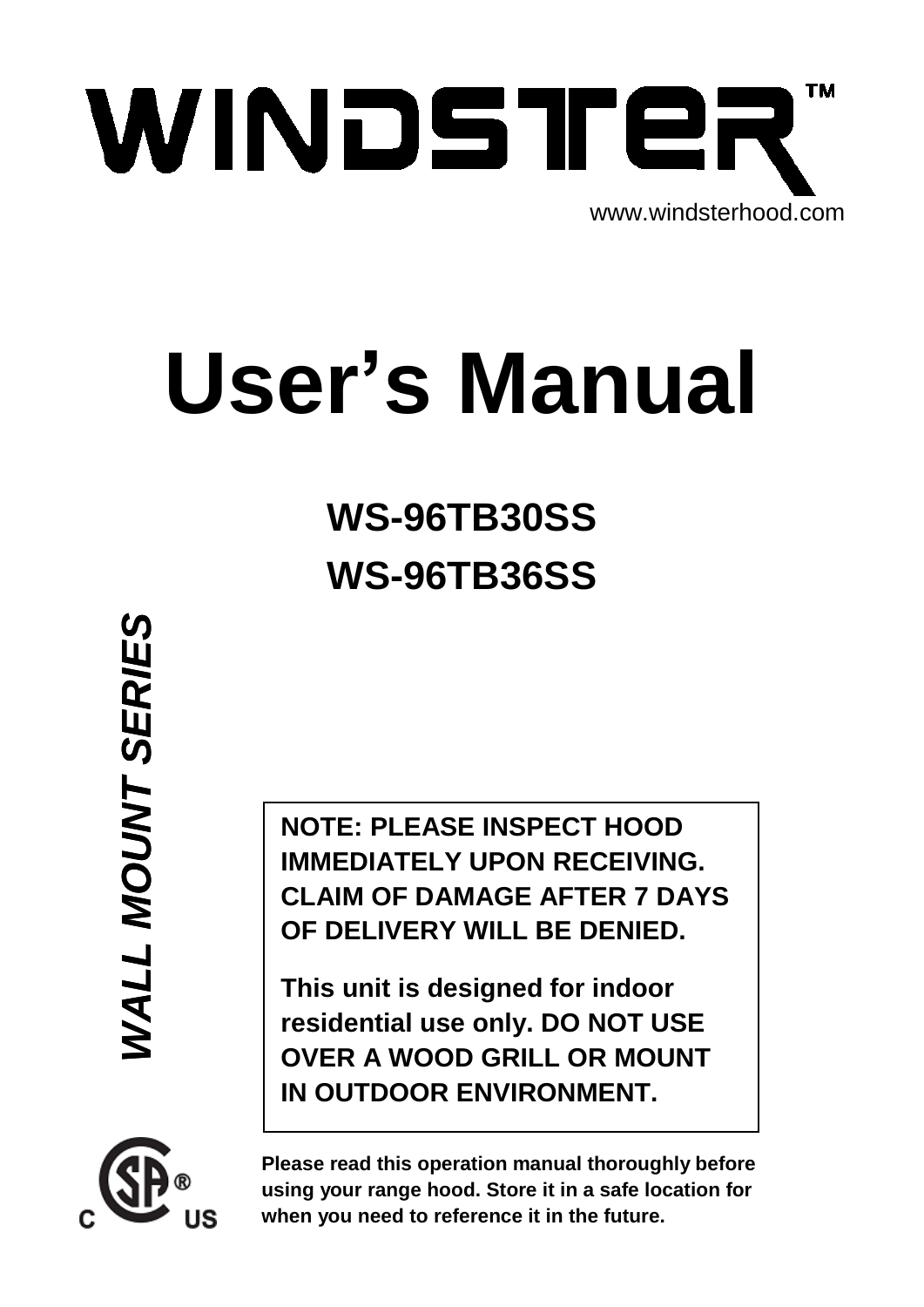# WINDSTER™

www.windsterhood.com

# User's Manual

## WS-96TB30SS
## WS-96TB36SS

***WALL MOUNT SERIES***

**NOTE: PLEASE INSPECT HOOD IMMEDIATELY UPON RECEIVING. CLAIM OF DAMAGE AFTER 7 DAYS OF DELIVERY WILL BE DENIED.**

**This unit is designed for indoor residential use only. DO NOT USE OVER A WOOD GRILL OR MOUNT IN OUTDOOR ENVIRONMENT.**

C SP® US

**Please read this operation manual thoroughly before using your range hood. Store it in a safe location for when you need to reference it in the future.**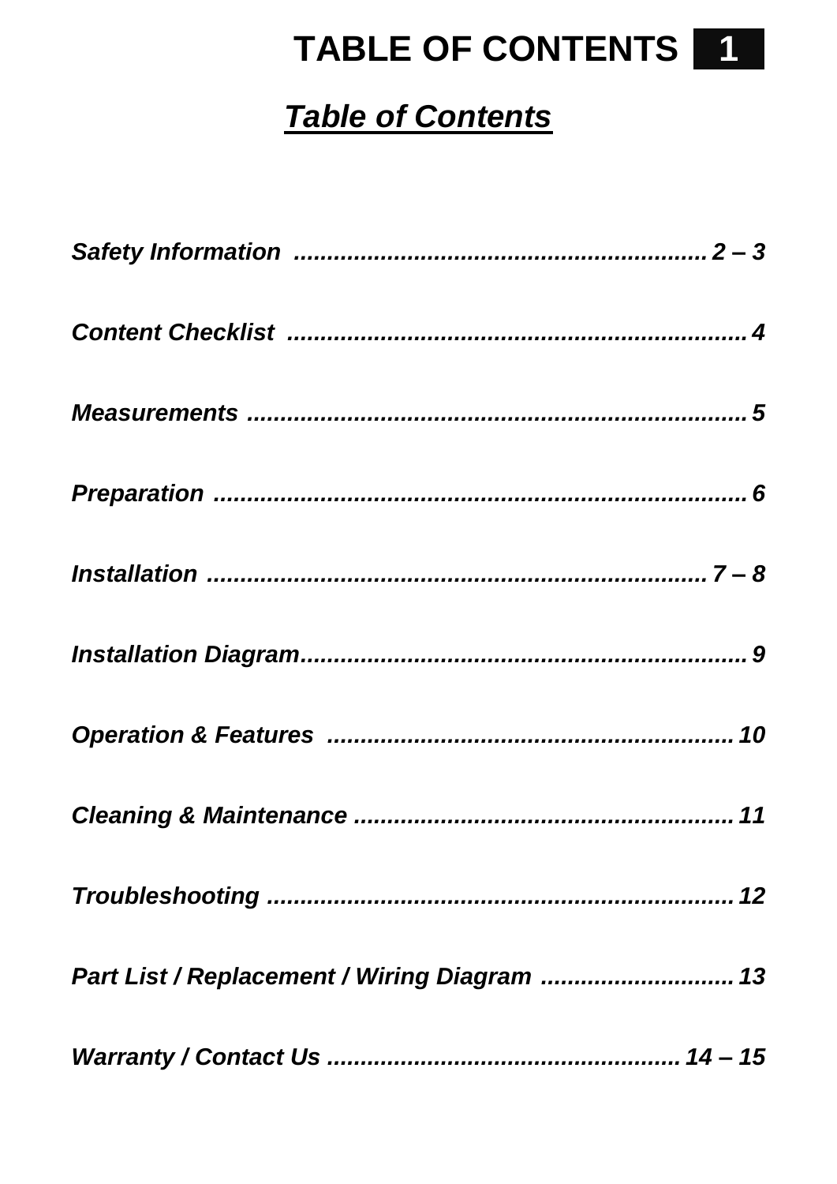# TABLE OF CONTENTS

## *Table of Contents*

*Safety Information* ............................................................. *2 – 3*

*Content Checklist* ..................................................................... *4*

*Measurements* ........................................................................... *5*

*Preparation* ................................................................................ *6*

*Installation* ........................................................................... *7 – 8*

*Installation Diagram*................................................................... *9*

*Operation & Features* ............................................................. *10*

*Cleaning & Maintenance* ......................................................... *11*

*Troubleshooting* ....................................................................... *12*

*Part List / Replacement / Wiring Diagram* ............................. *13*

*Warranty / Contact Us* ..................................................... *14 – 15*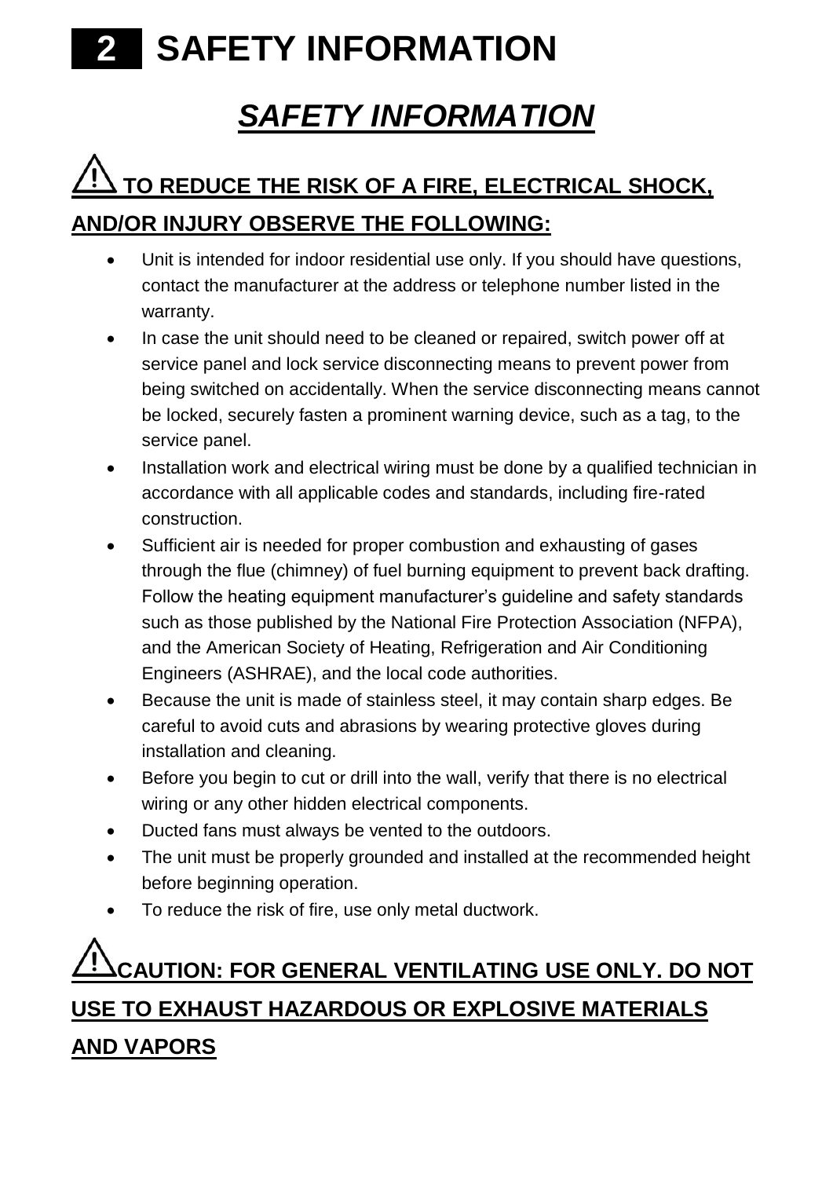# 2 SAFETY INFORMATION

## ***SAFETY INFORMATION***

### ⚠ TO REDUCE THE RISK OF A FIRE, ELECTRICAL SHOCK, AND/OR INJURY OBSERVE THE FOLLOWING:

- Unit is intended for indoor residential use only. If you should have questions, contact the manufacturer at the address or telephone number listed in the warranty.
- In case the unit should need to be cleaned or repaired, switch power off at service panel and lock service disconnecting means to prevent power from being switched on accidentally. When the service disconnecting means cannot be locked, securely fasten a prominent warning device, such as a tag, to the service panel.
- Installation work and electrical wiring must be done by a qualified technician in accordance with all applicable codes and standards, including fire-rated construction.
- Sufficient air is needed for proper combustion and exhausting of gases through the flue (chimney) of fuel burning equipment to prevent back drafting. Follow the heating equipment manufacturer's guideline and safety standards such as those published by the National Fire Protection Association (NFPA), and the American Society of Heating, Refrigeration and Air Conditioning Engineers (ASHRAE), and the local code authorities.
- Because the unit is made of stainless steel, it may contain sharp edges. Be careful to avoid cuts and abrasions by wearing protective gloves during installation and cleaning.
- Before you begin to cut or drill into the wall, verify that there is no electrical wiring or any other hidden electrical components.
- Ducted fans must always be vented to the outdoors.
- The unit must be properly grounded and installed at the recommended height before beginning operation.
- To reduce the risk of fire, use only metal ductwork.

### ⚠ CAUTION: FOR GENERAL VENTILATING USE ONLY. DO NOT USE TO EXHAUST HAZARDOUS OR EXPLOSIVE MATERIALS AND VAPORS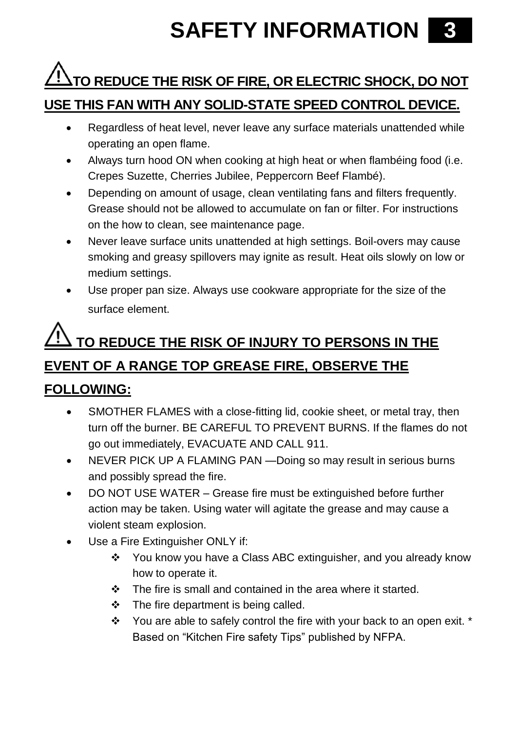# SAFETY INFORMATION

## ⚠ TO REDUCE THE RISK OF FIRE, OR ELECTRIC SHOCK, DO NOT USE THIS FAN WITH ANY SOLID-STATE SPEED CONTROL DEVICE.

- Regardless of heat level, never leave any surface materials unattended while operating an open flame.
- Always turn hood ON when cooking at high heat or when flambéing food (i.e. Crepes Suzette, Cherries Jubilee, Peppercorn Beef Flambé).
- Depending on amount of usage, clean ventilating fans and filters frequently. Grease should not be allowed to accumulate on fan or filter. For instructions on the how to clean, see maintenance page.
- Never leave surface units unattended at high settings. Boil-overs may cause smoking and greasy spillovers may ignite as result. Heat oils slowly on low or medium settings.
- Use proper pan size. Always use cookware appropriate for the size of the surface element.

## ⚠ TO REDUCE THE RISK OF INJURY TO PERSONS IN THE EVENT OF A RANGE TOP GREASE FIRE, OBSERVE THE FOLLOWING:

- SMOTHER FLAMES with a close-fitting lid, cookie sheet, or metal tray, then turn off the burner. BE CAREFUL TO PREVENT BURNS. If the flames do not go out immediately, EVACUATE AND CALL 911.
- NEVER PICK UP A FLAMING PAN —Doing so may result in serious burns and possibly spread the fire.
- DO NOT USE WATER – Grease fire must be extinguished before further action may be taken. Using water will agitate the grease and may cause a violent steam explosion.
- Use a Fire Extinguisher ONLY if:
  - You know you have a Class ABC extinguisher, and you already know how to operate it.
  - The fire is small and contained in the area where it started.
  - The fire department is being called.
  - You are able to safely control the fire with your back to an open exit. * Based on "Kitchen Fire safety Tips" published by NFPA.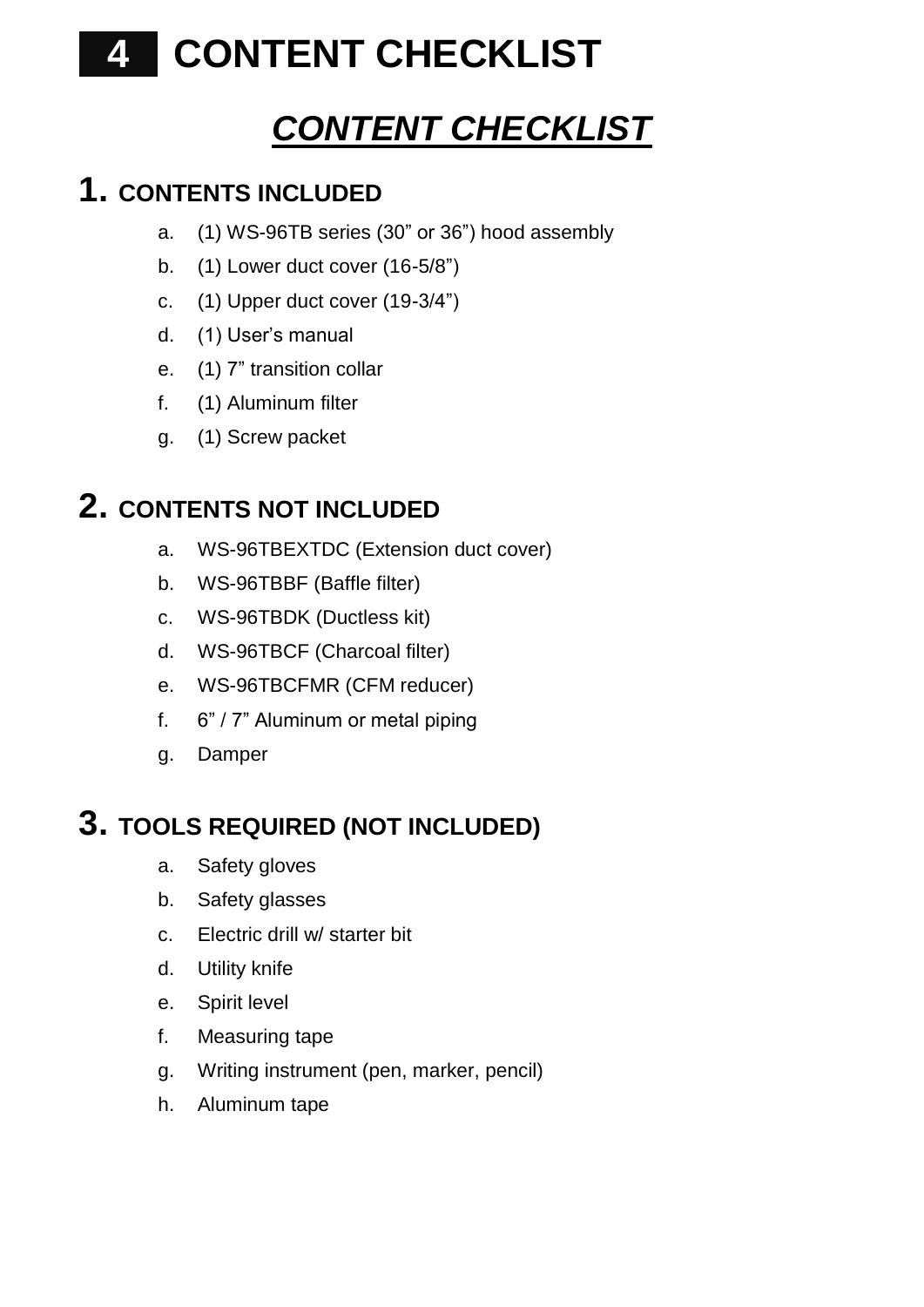# 4 CONTENT CHECKLIST

## *CONTENT CHECKLIST*

### 1. CONTENTS INCLUDED

a. (1) WS-96TB series (30” or 36”) hood assembly
b. (1) Lower duct cover (16-5/8”)
c. (1) Upper duct cover (19-3/4”)
d. (1) User’s manual
e. (1) 7” transition collar
f. (1) Aluminum filter
g. (1) Screw packet

### 2. CONTENTS NOT INCLUDED

a. WS-96TBEXTDC (Extension duct cover)
b. WS-96TBBF (Baffle filter)
c. WS-96TBDK (Ductless kit)
d. WS-96TBCF (Charcoal filter)
e. WS-96TBCFMR (CFM reducer)
f. 6” / 7” Aluminum or metal piping
g. Damper

### 3. TOOLS REQUIRED (NOT INCLUDED)

a. Safety gloves
b. Safety glasses
c. Electric drill w/ starter bit
d. Utility knife
e. Spirit level
f. Measuring tape
g. Writing instrument (pen, marker, pencil)
h. Aluminum tape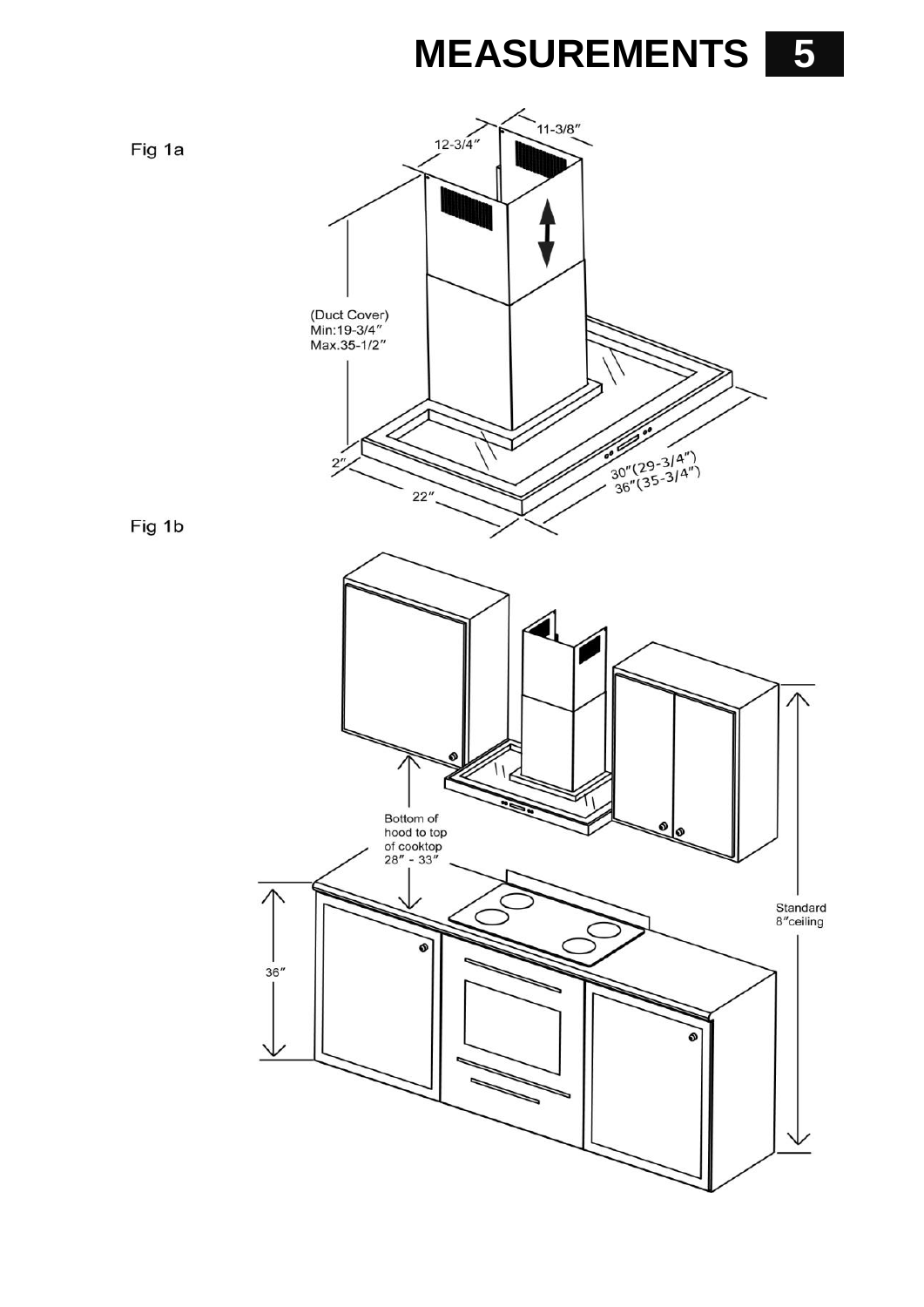# MEASUREMENTS 5

Fig 1a

12-3/4″

11-3/8″

(Duct Cover)
Min:19-3/4″
Max.35-1/2″

2″

22″

30″(29-3/4″)
36″(35-3/4″)

Fig 1b

Bottom of hood to top of cooktop 28″ - 33″

36″

Standard 8″ceiling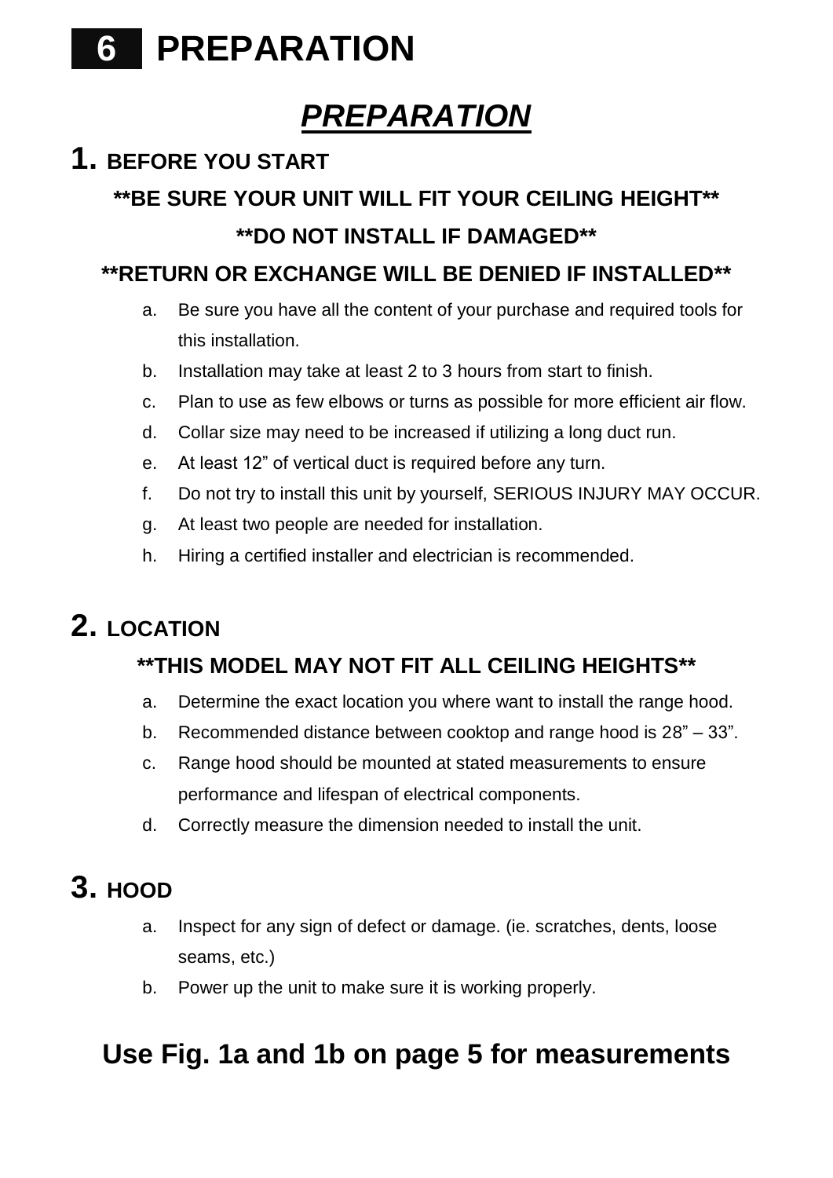# 6 PREPARATION

## *PREPARATION*

## 1. BEFORE YOU START

**\*\*BE SURE YOUR UNIT WILL FIT YOUR CEILING HEIGHT\*\***

**\*\*DO NOT INSTALL IF DAMAGED\*\***

**\*\*RETURN OR EXCHANGE WILL BE DENIED IF INSTALLED\*\***

a. Be sure you have all the content of your purchase and required tools for this installation.
b. Installation may take at least 2 to 3 hours from start to finish.
c. Plan to use as few elbows or turns as possible for more efficient air flow.
d. Collar size may need to be increased if utilizing a long duct run.
e. At least 12" of vertical duct is required before any turn.
f. Do not try to install this unit by yourself, SERIOUS INJURY MAY OCCUR.
g. At least two people are needed for installation.
h. Hiring a certified installer and electrician is recommended.

## 2. LOCATION

**\*\*THIS MODEL MAY NOT FIT ALL CEILING HEIGHTS\*\***

a. Determine the exact location you where want to install the range hood.
b. Recommended distance between cooktop and range hood is 28" – 33".
c. Range hood should be mounted at stated measurements to ensure performance and lifespan of electrical components.
d. Correctly measure the dimension needed to install the unit.

## 3. HOOD

a. Inspect for any sign of defect or damage. (ie. scratches, dents, loose seams, etc.)
b. Power up the unit to make sure it is working properly.

## Use Fig. 1a and 1b on page 5 for measurements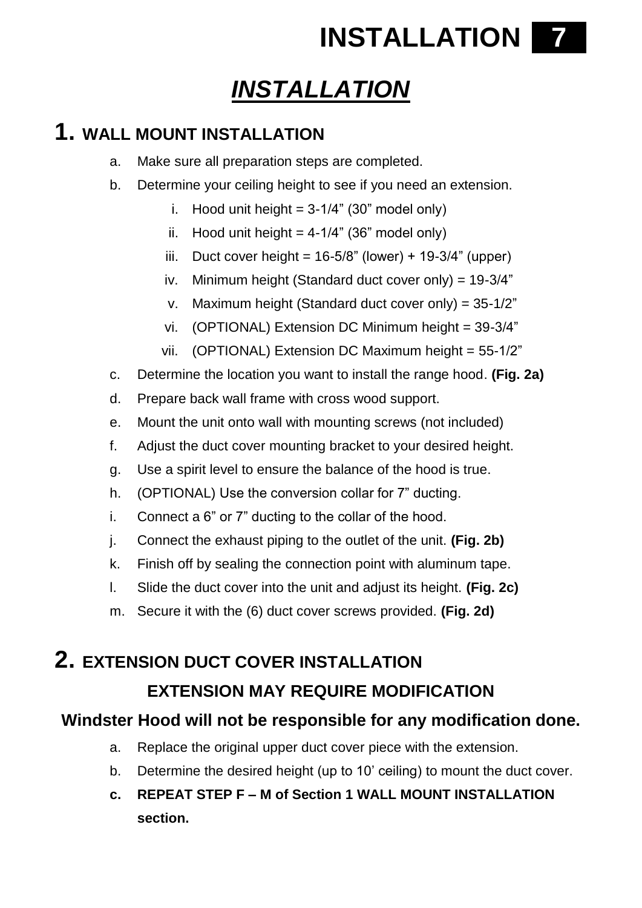# *INSTALLATION*

## 1. WALL MOUNT INSTALLATION

a. Make sure all preparation steps are completed.

b. Determine your ceiling height to see if you need an extension.

   i. Hood unit height = 3-1/4” (30” model only)

   ii. Hood unit height = 4-1/4” (36” model only)

   iii. Duct cover height = 16-5/8” (lower) + 19-3/4” (upper)

   iv. Minimum height (Standard duct cover only) = 19-3/4”

   v. Maximum height (Standard duct cover only) = 35-1/2”

   vi. (OPTIONAL) Extension DC Minimum height = 39-3/4”

   vii. (OPTIONAL) Extension DC Maximum height = 55-1/2”

c. Determine the location you want to install the range hood. **(Fig. 2a)**

d. Prepare back wall frame with cross wood support.

e. Mount the unit onto wall with mounting screws (not included)

f. Adjust the duct cover mounting bracket to your desired height.

g. Use a spirit level to ensure the balance of the hood is true.

h. (OPTIONAL) Use the conversion collar for 7” ducting.

i. Connect a 6” or 7” ducting to the collar of the hood.

j. Connect the exhaust piping to the outlet of the unit. **(Fig. 2b)**

k. Finish off by sealing the connection point with aluminum tape.

l. Slide the duct cover into the unit and adjust its height. **(Fig. 2c)**

m. Secure it with the (6) duct cover screws provided. **(Fig. 2d)**

## 2. EXTENSION DUCT COVER INSTALLATION

### EXTENSION MAY REQUIRE MODIFICATION

### Windster Hood will not be responsible for any modification done.

a. Replace the original upper duct cover piece with the extension.

b. Determine the desired height (up to 10’ ceiling) to mount the duct cover.

**c. REPEAT STEP F – M of Section 1 WALL MOUNT INSTALLATION section.**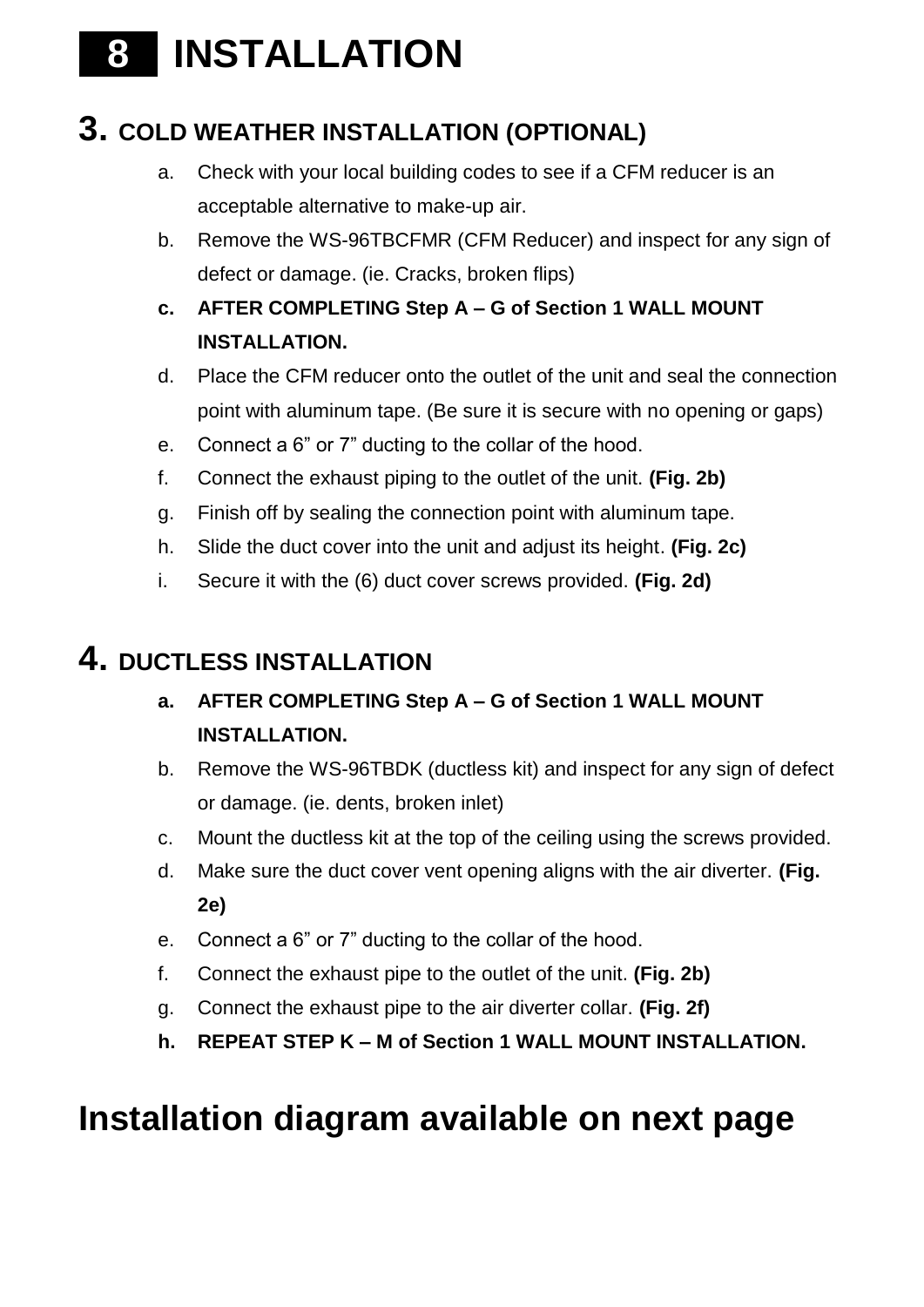# 8 INSTALLATION

## 3. COLD WEATHER INSTALLATION (OPTIONAL)

a. Check with your local building codes to see if a CFM reducer is an acceptable alternative to make-up air.

b. Remove the WS-96TBCFMR (CFM Reducer) and inspect for any sign of defect or damage. (ie. Cracks, broken flips)

**c. AFTER COMPLETING Step A – G of Section 1 WALL MOUNT INSTALLATION.**

d. Place the CFM reducer onto the outlet of the unit and seal the connection point with aluminum tape. (Be sure it is secure with no opening or gaps)

e. Connect a 6” or 7” ducting to the collar of the hood.

f. Connect the exhaust piping to the outlet of the unit. **(Fig. 2b)**

g. Finish off by sealing the connection point with aluminum tape.

h. Slide the duct cover into the unit and adjust its height. **(Fig. 2c)**

i. Secure it with the (6) duct cover screws provided. **(Fig. 2d)**

## 4. DUCTLESS INSTALLATION

**a. AFTER COMPLETING Step A – G of Section 1 WALL MOUNT INSTALLATION.**

b. Remove the WS-96TBDK (ductless kit) and inspect for any sign of defect or damage. (ie. dents, broken inlet)

c. Mount the ductless kit at the top of the ceiling using the screws provided.

d. Make sure the duct cover vent opening aligns with the air diverter. **(Fig. 2e)**

e. Connect a 6” or 7” ducting to the collar of the hood.

f. Connect the exhaust pipe to the outlet of the unit. **(Fig. 2b)**

g. Connect the exhaust pipe to the air diverter collar. **(Fig. 2f)**

**h. REPEAT STEP K – M of Section 1 WALL MOUNT INSTALLATION.**

# Installation diagram available on next page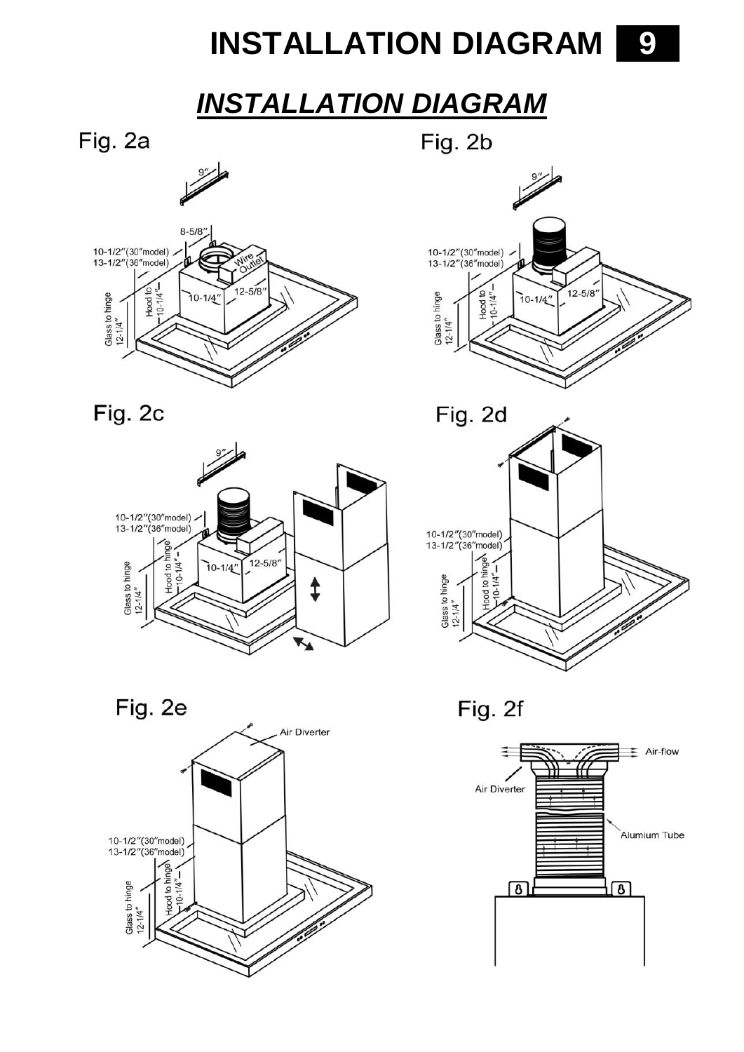# INSTALLATION DIAGRAM

Fig. 2a

9"

8-5/8"

10-1/2"(30"model)
13-1/2"(36"model)

Wire Outlet

Glass to hinge 12-1/4"

Hood to hinge 10-1/4"

10-1/4"

12-5/8"

Fig. 2b

9"

10-1/2"(30"model)
13-1/2"(36"model)

Glass to hinge 12-1/4"

Hood to hinge 10-1/4"

10-1/4"

12-5/8"

Fig. 2c

9"

10-1/2"(30"model)
13-1/2"(36"model)

Glass to hinge 12-1/4"

Hood to hinge 10-1/4"

10-1/4"

12-5/8"

Fig. 2d

10-1/2"(30"model)
13-1/2"(36"model)

Glass to hinge 12-1/4"

Hood to hinge 10-1/4"

Fig. 2e

Air Diverter

10-1/2"(30"model)
13-1/2"(36"model)

Glass to hinge 12-1/4"

Hood to hinge 10-1/4"

Fig. 2f

Air-flow

Air Diverter

Alumium Tube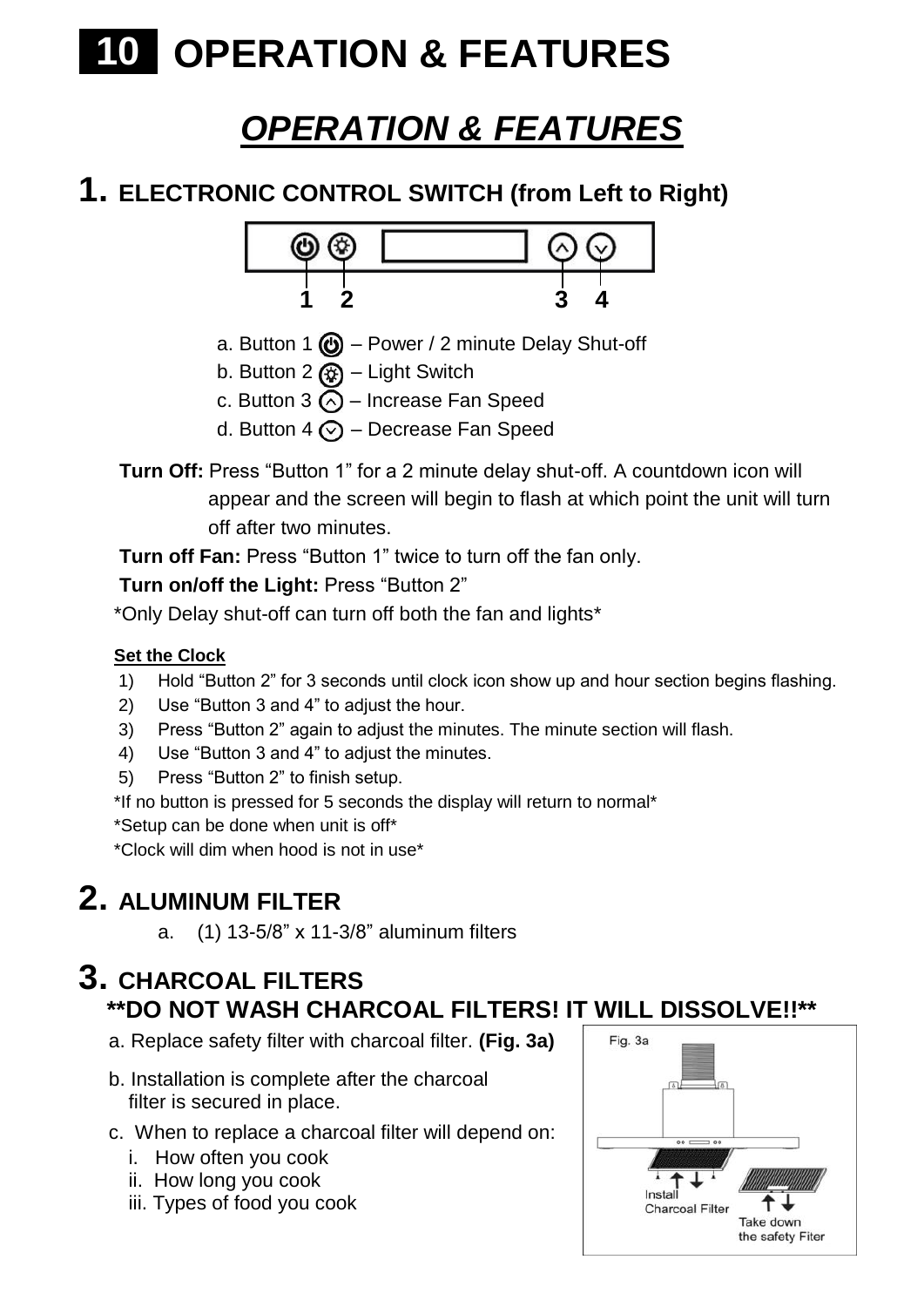# 10 OPERATION & FEATURES

## *OPERATION & FEATURES*

## 1. ELECTRONIC CONTROL SWITCH (from Left to Right)

1 2 3 4

a. Button 1 – Power / 2 minute Delay Shut-off
b. Button 2 – Light Switch
c. Button 3 – Increase Fan Speed
d. Button 4 – Decrease Fan Speed

**Turn Off:** Press “Button 1” for a 2 minute delay shut-off. A countdown icon will appear and the screen will begin to flash at which point the unit will turn off after two minutes.

**Turn off Fan:** Press “Button 1” twice to turn off the fan only.

**Turn on/off the Light:** Press “Button 2”

*Only Delay shut-off can turn off both the fan and lights*

**Set the Clock**

1) Hold “Button 2” for 3 seconds until clock icon show up and hour section begins flashing.
2) Use “Button 3 and 4” to adjust the hour.
3) Press “Button 2” again to adjust the minutes. The minute section will flash.
4) Use “Button 3 and 4” to adjust the minutes.
5) Press “Button 2” to finish setup.

*If no button is pressed for 5 seconds the display will return to normal*
*Setup can be done when unit is off*
*Clock will dim when hood is not in use*

## 2. ALUMINUM FILTER

a. (1) 13-5/8” x 11-3/8” aluminum filters

## 3. CHARCOAL FILTERS

**\*\*DO NOT WASH CHARCOAL FILTERS! IT WILL DISSOLVE!!\*\***

a. Replace safety filter with charcoal filter. **(Fig. 3a)**

b. Installation is complete after the charcoal filter is secured in place.

c. When to replace a charcoal filter will depend on:
   i. How often you cook
   ii. How long you cook
   iii. Types of food you cook

Fig. 3a

Install Charcoal Filter

Take down the safety Fiter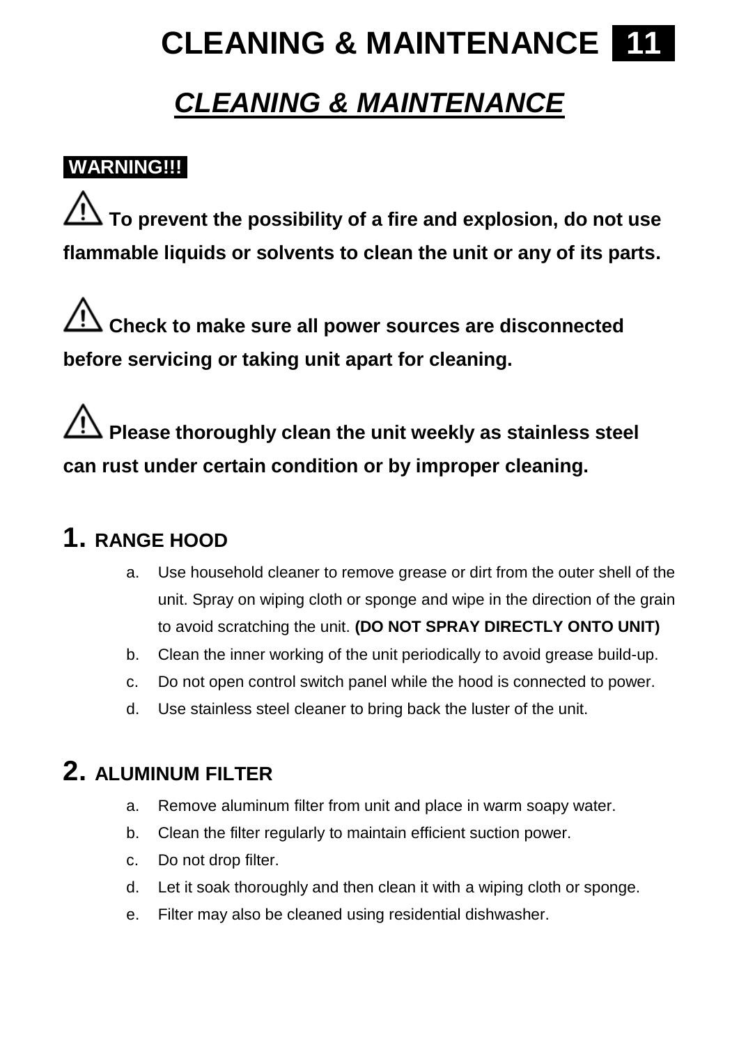# *CLEANING & MAINTENANCE*

**WARNING!!!**

⚠ **To prevent the possibility of a fire and explosion, do not use flammable liquids or solvents to clean the unit or any of its parts.**

⚠ **Check to make sure all power sources are disconnected before servicing or taking unit apart for cleaning.**

⚠ **Please thoroughly clean the unit weekly as stainless steel can rust under certain condition or by improper cleaning.**

## 1. RANGE HOOD

a. Use household cleaner to remove grease or dirt from the outer shell of the unit. Spray on wiping cloth or sponge and wipe in the direction of the grain to avoid scratching the unit. **(DO NOT SPRAY DIRECTLY ONTO UNIT)**
b. Clean the inner working of the unit periodically to avoid grease build-up.
c. Do not open control switch panel while the hood is connected to power.
d. Use stainless steel cleaner to bring back the luster of the unit.

## 2. ALUMINUM FILTER

a. Remove aluminum filter from unit and place in warm soapy water.
b. Clean the filter regularly to maintain efficient suction power.
c. Do not drop filter.
d. Let it soak thoroughly and then clean it with a wiping cloth or sponge.
e. Filter may also be cleaned using residential dishwasher.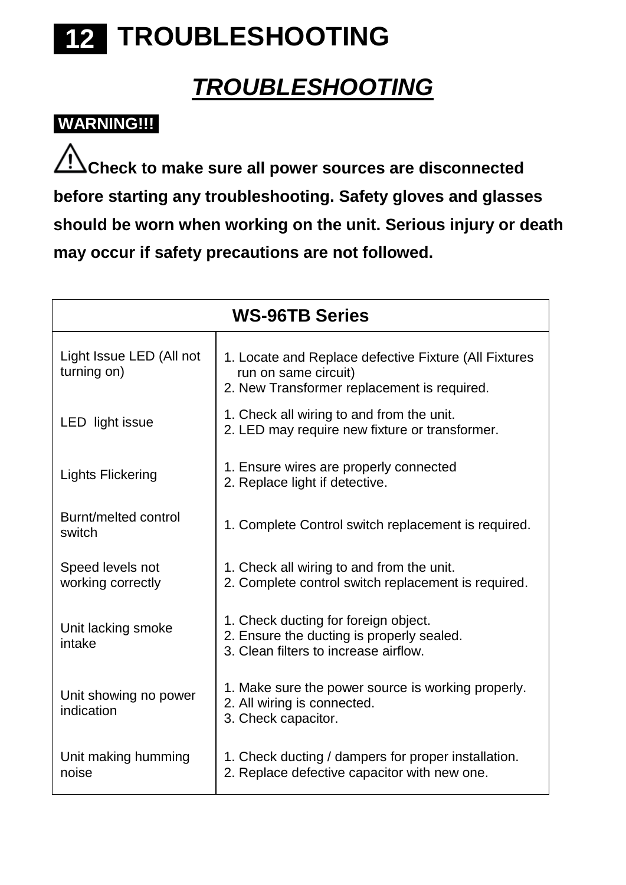# 12 TROUBLESHOOTING

## *TROUBLESHOOTING*

**WARNING!!!**

⚠ **Check to make sure all power sources are disconnected before starting any troubleshooting. Safety gloves and glasses should be worn when working on the unit. Serious injury or death may occur if safety precautions are not followed.**

| WS-96TB Series | |
|---|---|
| Light Issue LED (All not turning on) | 1. Locate and Replace defective Fixture (All Fixtures run on same circuit)<br>2. New Transformer replacement is required. |
| LED light issue | 1. Check all wiring to and from the unit.<br>2. LED may require new fixture or transformer. |
| Lights Flickering | 1. Ensure wires are properly connected<br>2. Replace light if detective. |
| Burnt/melted control switch | 1. Complete Control switch replacement is required. |
| Speed levels not working correctly | 1. Check all wiring to and from the unit.<br>2. Complete control switch replacement is required. |
| Unit lacking smoke intake | 1. Check ducting for foreign object.<br>2. Ensure the ducting is properly sealed.<br>3. Clean filters to increase airflow. |
| Unit showing no power indication | 1. Make sure the power source is working properly.<br>2. All wiring is connected.<br>3. Check capacitor. |
| Unit making humming noise | 1. Check ducting / dampers for proper installation.<br>2. Replace defective capacitor with new one. |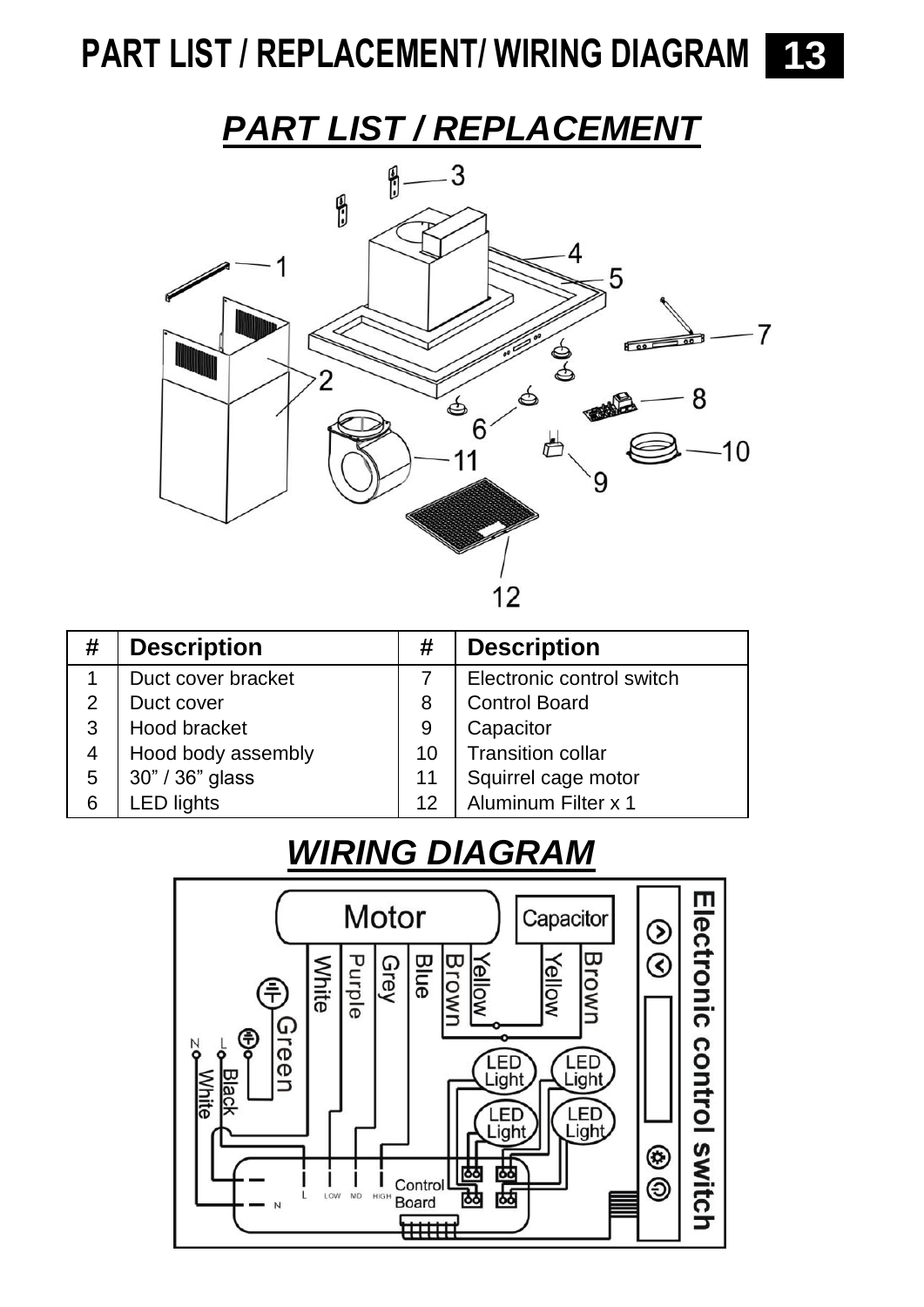# PART LIST / REPLACEMENT/ WIRING DIAGRAM

## PART LIST / REPLACEMENT

1
2
3
4
5
6
7
8
9
10
11
12

| # | Description | # | Description |
|---|---|---|---|
| 1 | Duct cover bracket | 7 | Electronic control switch |
| 2 | Duct cover | 8 | Control Board |
| 3 | Hood bracket | 9 | Capacitor |
| 4 | Hood body assembly | 10 | Transition collar |
| 5 | 30" / 36" glass | 11 | Squirrel cage motor |
| 6 | LED lights | 12 | Aluminum Filter x 1 |

## WIRING DIAGRAM

Motor
Capacitor
White
Purple
Grey
Blue
Brown
Yellow
Yellow
Brown
Green
N
L
White
Black
LED Light
LED Light
LED Light
LED Light
L
LOW
MD
HIGH
N
Control Board
Electronic control switch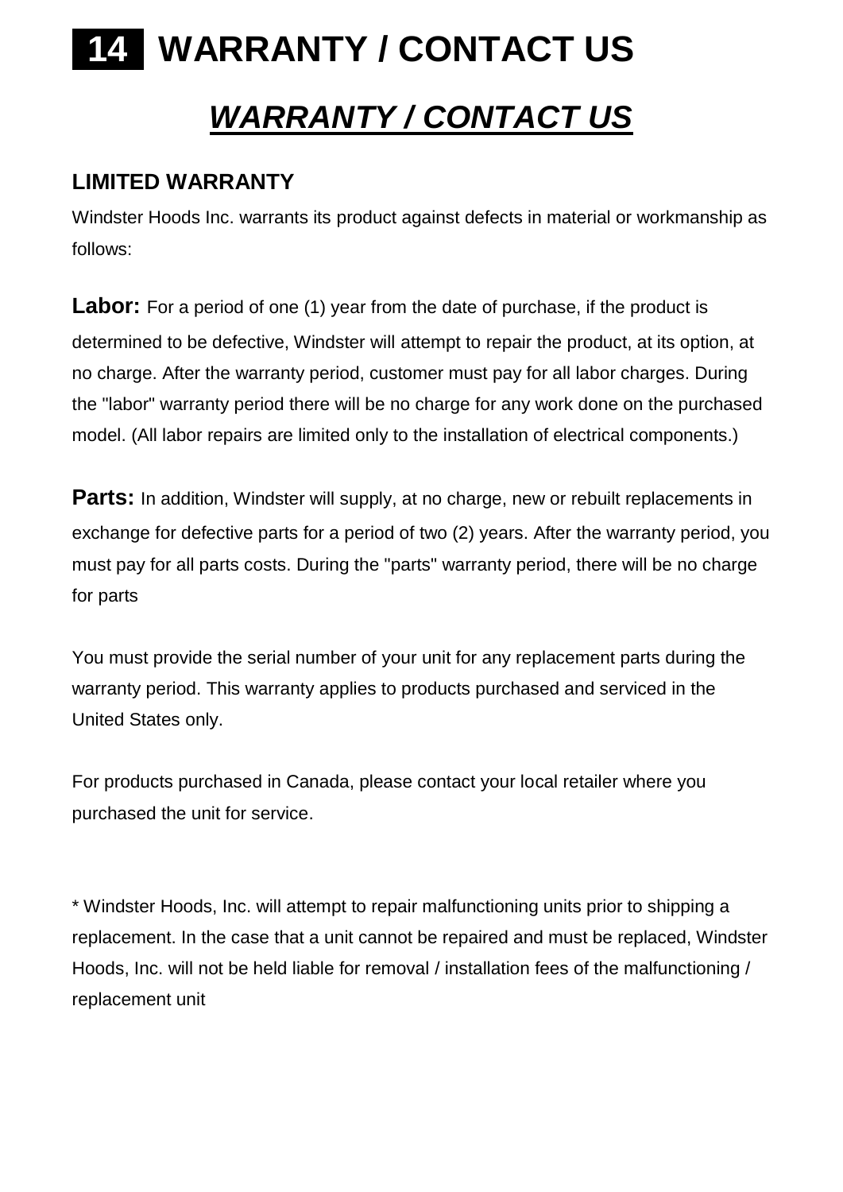# 14 WARRANTY / CONTACT US

## *WARRANTY / CONTACT US*

### LIMITED WARRANTY

Windster Hoods Inc. warrants its product against defects in material or workmanship as follows:

**Labor:** For a period of one (1) year from the date of purchase, if the product is determined to be defective, Windster will attempt to repair the product, at its option, at no charge. After the warranty period, customer must pay for all labor charges. During the "labor" warranty period there will be no charge for any work done on the purchased model. (All labor repairs are limited only to the installation of electrical components.)

**Parts:** In addition, Windster will supply, at no charge, new or rebuilt replacements in exchange for defective parts for a period of two (2) years. After the warranty period, you must pay for all parts costs. During the "parts" warranty period, there will be no charge for parts

You must provide the serial number of your unit for any replacement parts during the warranty period. This warranty applies to products purchased and serviced in the United States only.

For products purchased in Canada, please contact your local retailer where you purchased the unit for service.

* Windster Hoods, Inc. will attempt to repair malfunctioning units prior to shipping a replacement. In the case that a unit cannot be repaired and must be replaced, Windster Hoods, Inc. will not be held liable for removal / installation fees of the malfunctioning / replacement unit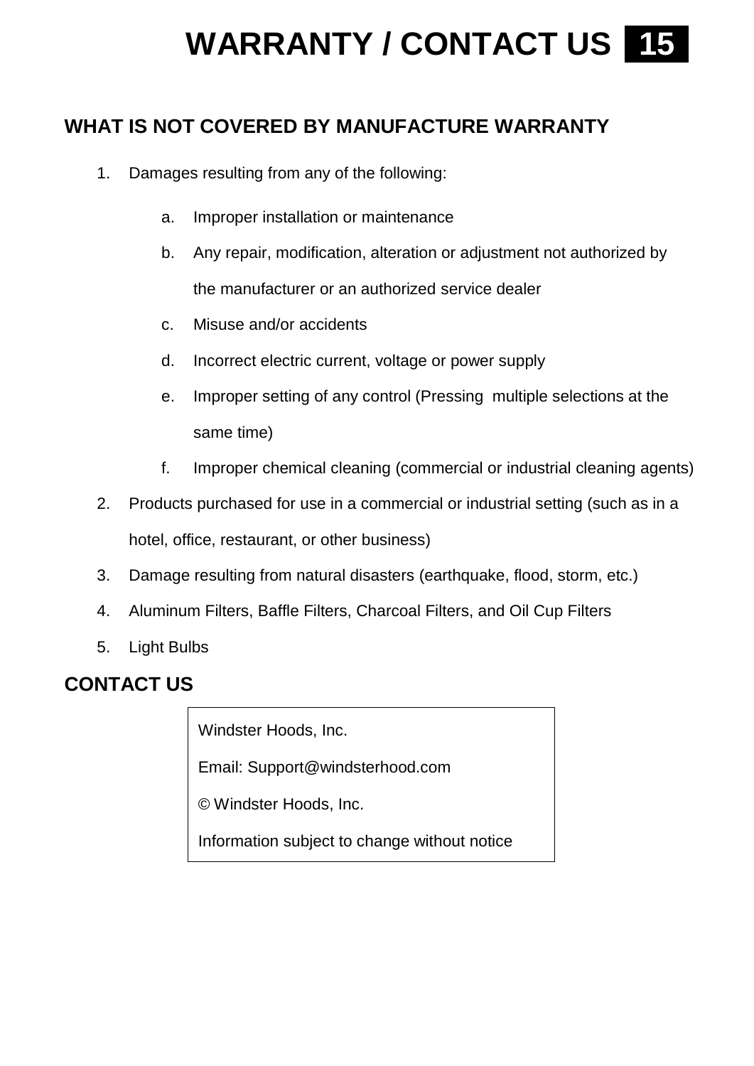# WARRANTY / CONTACT US

## WHAT IS NOT COVERED BY MANUFACTURE WARRANTY

1. Damages resulting from any of the following:
    a. Improper installation or maintenance
    b. Any repair, modification, alteration or adjustment not authorized by the manufacturer or an authorized service dealer
    c. Misuse and/or accidents
    d. Incorrect electric current, voltage or power supply
    e. Improper setting of any control (Pressing multiple selections at the same time)
    f. Improper chemical cleaning (commercial or industrial cleaning agents)
2. Products purchased for use in a commercial or industrial setting (such as in a hotel, office, restaurant, or other business)
3. Damage resulting from natural disasters (earthquake, flood, storm, etc.)
4. Aluminum Filters, Baffle Filters, Charcoal Filters, and Oil Cup Filters
5. Light Bulbs

## CONTACT US

Windster Hoods, Inc.

Email: Support@windsterhood.com

© Windster Hoods, Inc.

Information subject to change without notice